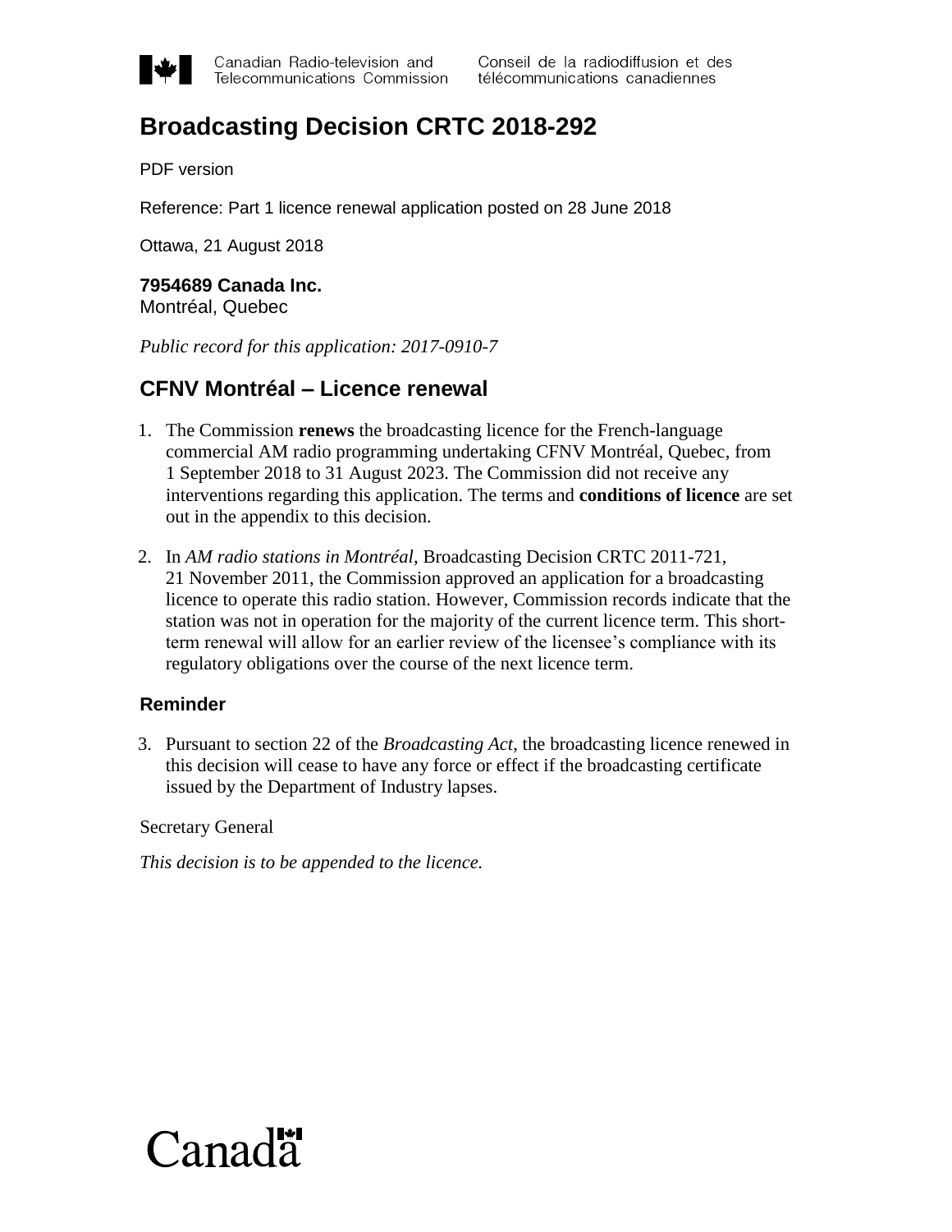Canadian Radio-television and Telecommunications Commission | Conseil de la radiodiffusion et des télécommunications canadiennes

# Broadcasting Decision CRTC 2018-292

PDF version

Reference: Part 1 licence renewal application posted on 28 June 2018

Ottawa, 21 August 2018

**7954689 Canada Inc.**
Montréal, Quebec

*Public record for this application: 2017-0910-7*

## CFNV Montréal – Licence renewal

1. The Commission **renews** the broadcasting licence for the French-language commercial AM radio programming undertaking CFNV Montréal, Quebec, from 1 September 2018 to 31 August 2023. The Commission did not receive any interventions regarding this application. The terms and **conditions of licence** are set out in the appendix to this decision.

2. In *AM radio stations in Montréal*, Broadcasting Decision CRTC 2011-721, 21 November 2011, the Commission approved an application for a broadcasting licence to operate this radio station. However, Commission records indicate that the station was not in operation for the majority of the current licence term. This short-term renewal will allow for an earlier review of the licensee's compliance with its regulatory obligations over the course of the next licence term.

### Reminder

3. Pursuant to section 22 of the *Broadcasting Act*, the broadcasting licence renewed in this decision will cease to have any force or effect if the broadcasting certificate issued by the Department of Industry lapses.

Secretary General

*This decision is to be appended to the licence.*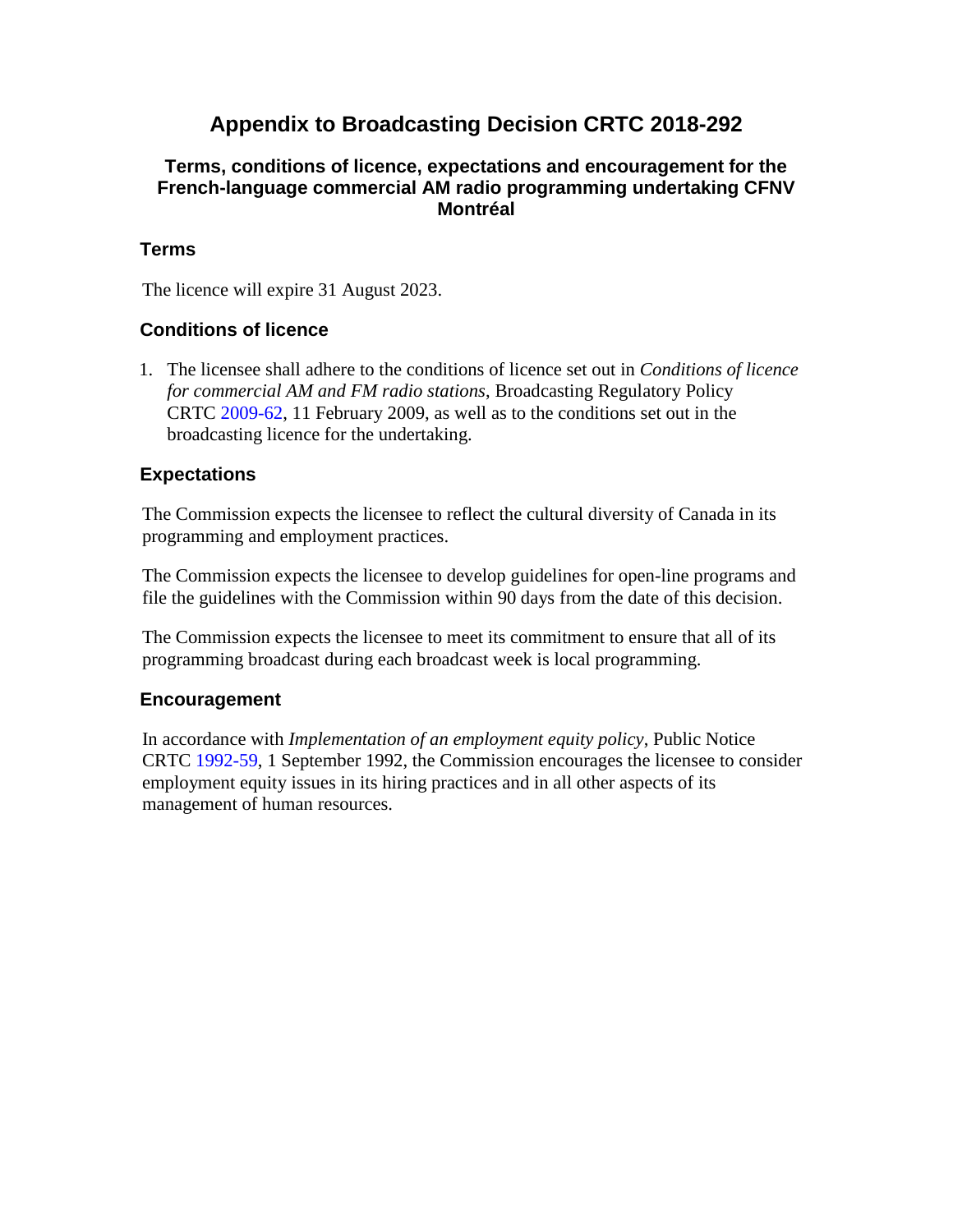# Appendix to Broadcasting Decision CRTC 2018-292

## Terms, conditions of licence, expectations and encouragement for the French-language commercial AM radio programming undertaking CFNV Montréal

### Terms

The licence will expire 31 August 2023.

### Conditions of licence

1. The licensee shall adhere to the conditions of licence set out in *Conditions of licence for commercial AM and FM radio stations*, Broadcasting Regulatory Policy CRTC 2009-62, 11 February 2009, as well as to the conditions set out in the broadcasting licence for the undertaking.

### Expectations

The Commission expects the licensee to reflect the cultural diversity of Canada in its programming and employment practices.

The Commission expects the licensee to develop guidelines for open-line programs and file the guidelines with the Commission within 90 days from the date of this decision.

The Commission expects the licensee to meet its commitment to ensure that all of its programming broadcast during each broadcast week is local programming.

### Encouragement

In accordance with *Implementation of an employment equity policy*, Public Notice CRTC 1992-59, 1 September 1992, the Commission encourages the licensee to consider employment equity issues in its hiring practices and in all other aspects of its management of human resources.